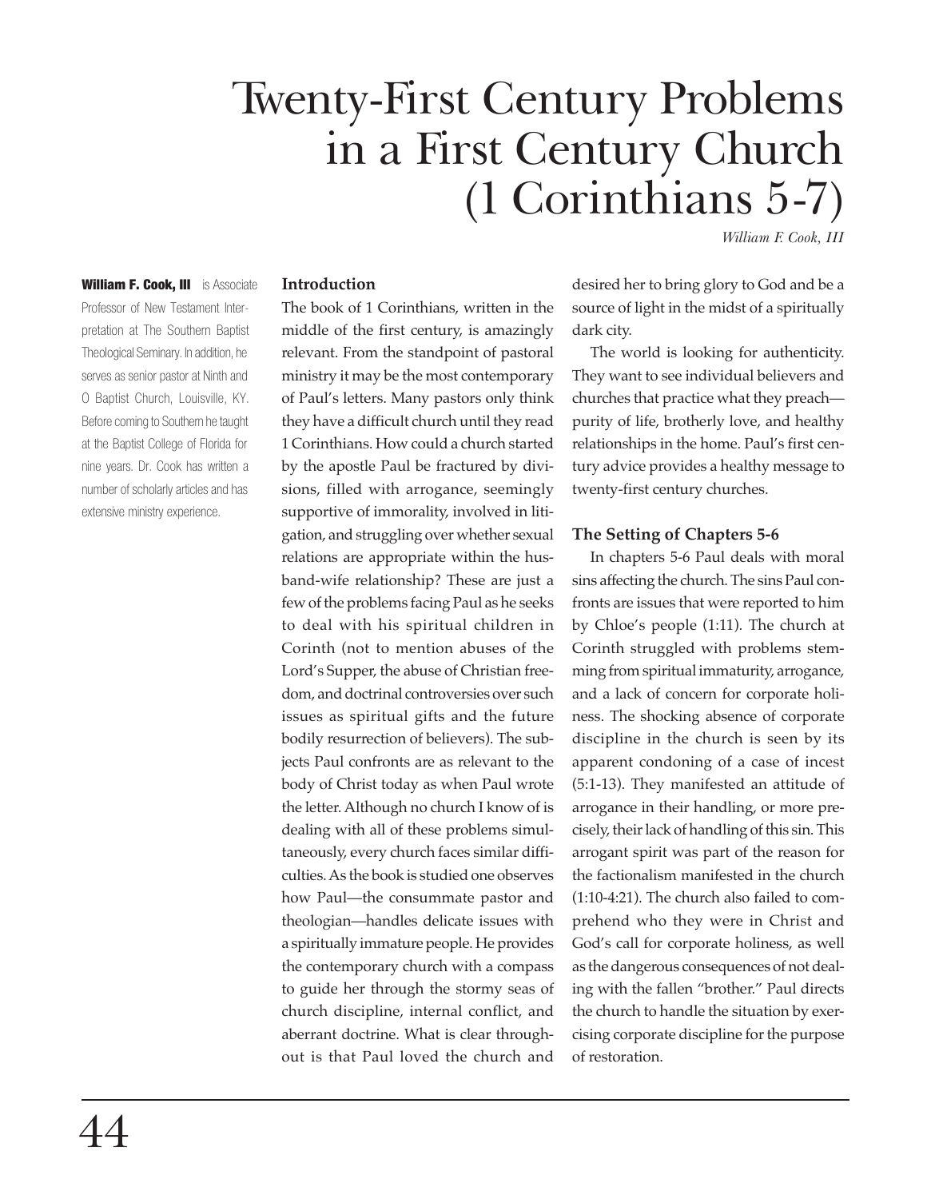# Twenty-First Century Problems in a First Century Church (1 Corinthians 5-7)

*William F. Cook, III*

**William F. Cook, III** is Associate Professor of New Testament Interpretation at The Southern Baptist Theological Seminary. In addition, he serves as senior pastor at Ninth and O Baptist Church, Louisville, KY. Before coming to Southern he taught at the Baptist College of Florida for nine years. Dr. Cook has written a number of scholarly articles and has extensive ministry experience.

## Introduction

The book of 1 Corinthians, written in the middle of the first century, is amazingly relevant. From the standpoint of pastoral ministry it may be the most contemporary of Paul's letters. Many pastors only think they have a difficult church until they read 1 Corinthians. How could a church started by the apostle Paul be fractured by divisions, filled with arrogance, seemingly supportive of immorality, involved in litigation, and struggling over whether sexual relations are appropriate within the husband-wife relationship? These are just a few of the problems facing Paul as he seeks to deal with his spiritual children in Corinth (not to mention abuses of the Lord's Supper, the abuse of Christian freedom, and doctrinal controversies over such issues as spiritual gifts and the future bodily resurrection of believers). The subjects Paul confronts are as relevant to the body of Christ today as when Paul wrote the letter. Although no church I know of is dealing with all of these problems simultaneously, every church faces similar difficulties. As the book is studied one observes how Paul—the consummate pastor and theologian—handles delicate issues with a spiritually immature people. He provides the contemporary church with a compass to guide her through the stormy seas of church discipline, internal conflict, and aberrant doctrine. What is clear throughout is that Paul loved the church and desired her to bring glory to God and be a source of light in the midst of a spiritually dark city.

The world is looking for authenticity. They want to see individual believers and churches that practice what they preach—purity of life, brotherly love, and healthy relationships in the home. Paul's first century advice provides a healthy message to twenty-first century churches.

## The Setting of Chapters 5-6

In chapters 5-6 Paul deals with moral sins affecting the church. The sins Paul confronts are issues that were reported to him by Chloe's people (1:11). The church at Corinth struggled with problems stemming from spiritual immaturity, arrogance, and a lack of concern for corporate holiness. The shocking absence of corporate discipline in the church is seen by its apparent condoning of a case of incest (5:1-13). They manifested an attitude of arrogance in their handling, or more precisely, their lack of handling of this sin. This arrogant spirit was part of the reason for the factionalism manifested in the church (1:10-4:21). The church also failed to comprehend who they were in Christ and God's call for corporate holiness, as well as the dangerous consequences of not dealing with the fallen "brother." Paul directs the church to handle the situation by exercising corporate discipline for the purpose of restoration.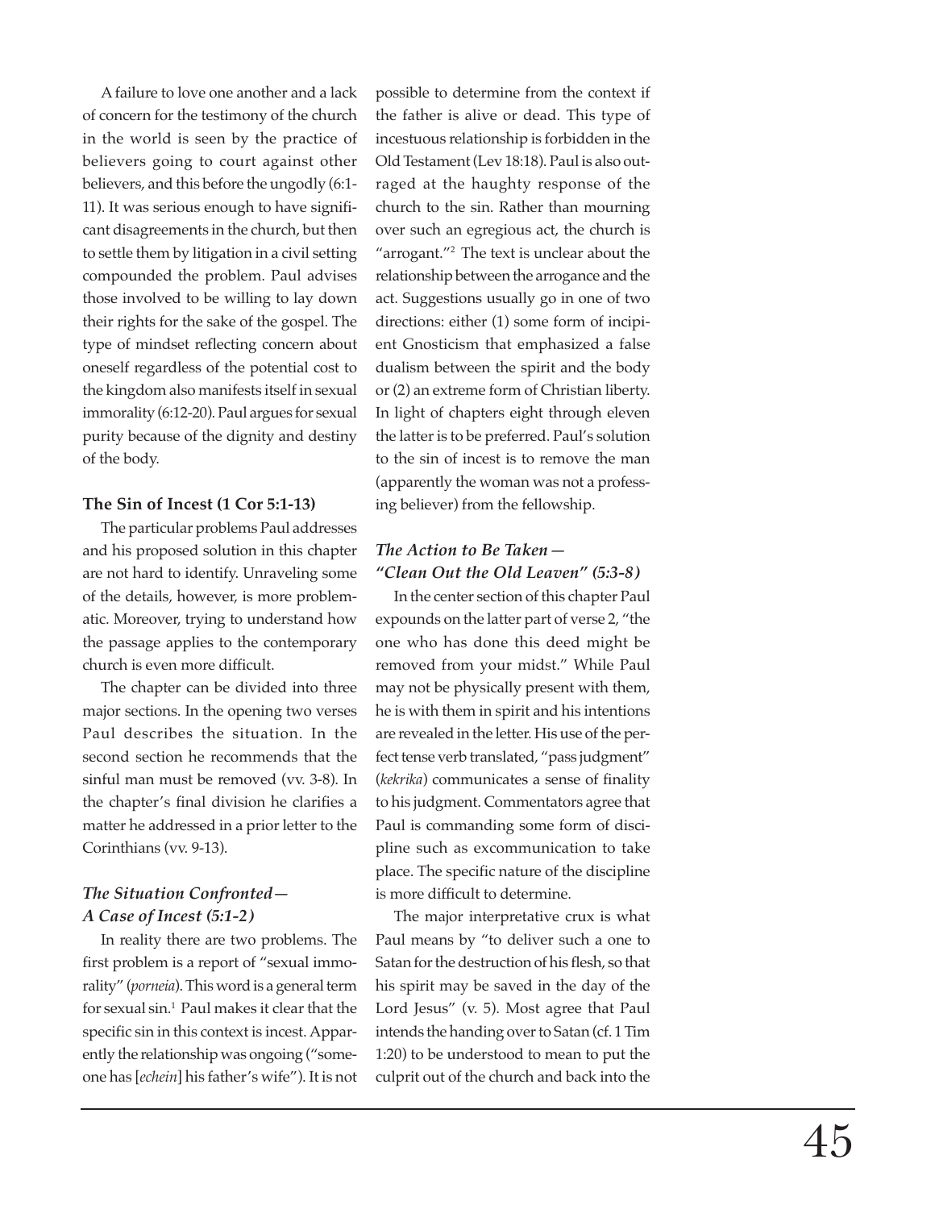A failure to love one another and a lack of concern for the testimony of the church in the world is seen by the practice of believers going to court against other believers, and this before the ungodly (6:1-11). It was serious enough to have significant disagreements in the church, but then to settle them by litigation in a civil setting compounded the problem. Paul advises those involved to be willing to lay down their rights for the sake of the gospel. The type of mindset reflecting concern about oneself regardless of the potential cost to the kingdom also manifests itself in sexual immorality (6:12-20). Paul argues for sexual purity because of the dignity and destiny of the body.

**The Sin of Incest (1 Cor 5:1-13)**

The particular problems Paul addresses and his proposed solution in this chapter are not hard to identify. Unraveling some of the details, however, is more problematic. Moreover, trying to understand how the passage applies to the contemporary church is even more difficult.

The chapter can be divided into three major sections. In the opening two verses Paul describes the situation. In the second section he recommends that the sinful man must be removed (vv. 3-8). In the chapter's final division he clarifies a matter he addressed in a prior letter to the Corinthians (vv. 9-13).

***The Situation Confronted— A Case of Incest (5:1-2)***

In reality there are two problems. The first problem is a report of "sexual immorality" (*porneia*). This word is a general term for sexual sin.[1] Paul makes it clear that the specific sin in this context is incest. Apparently the relationship was ongoing ("someone has [*echein*] his father's wife"). It is not possible to determine from the context if the father is alive or dead. This type of incestuous relationship is forbidden in the Old Testament (Lev 18:18). Paul is also outraged at the haughty response of the church to the sin. Rather than mourning over such an egregious act, the church is "arrogant."[2] The text is unclear about the relationship between the arrogance and the act. Suggestions usually go in one of two directions: either (1) some form of incipient Gnosticism that emphasized a false dualism between the spirit and the body or (2) an extreme form of Christian liberty. In light of chapters eight through eleven the latter is to be preferred. Paul's solution to the sin of incest is to remove the man (apparently the woman was not a professing believer) from the fellowship.

***The Action to Be Taken— "Clean Out the Old Leaven" (5:3-8)***

In the center section of this chapter Paul expounds on the latter part of verse 2, "the one who has done this deed might be removed from your midst." While Paul may not be physically present with them, he is with them in spirit and his intentions are revealed in the letter. His use of the perfect tense verb translated, "pass judgment" (*kekrika*) communicates a sense of finality to his judgment. Commentators agree that Paul is commanding some form of discipline such as excommunication to take place. The specific nature of the discipline is more difficult to determine.

The major interpretative crux is what Paul means by "to deliver such a one to Satan for the destruction of his flesh, so that his spirit may be saved in the day of the Lord Jesus" (v. 5). Most agree that Paul intends the handing over to Satan (cf. 1 Tim 1:20) to be understood to mean to put the culprit out of the church and back into the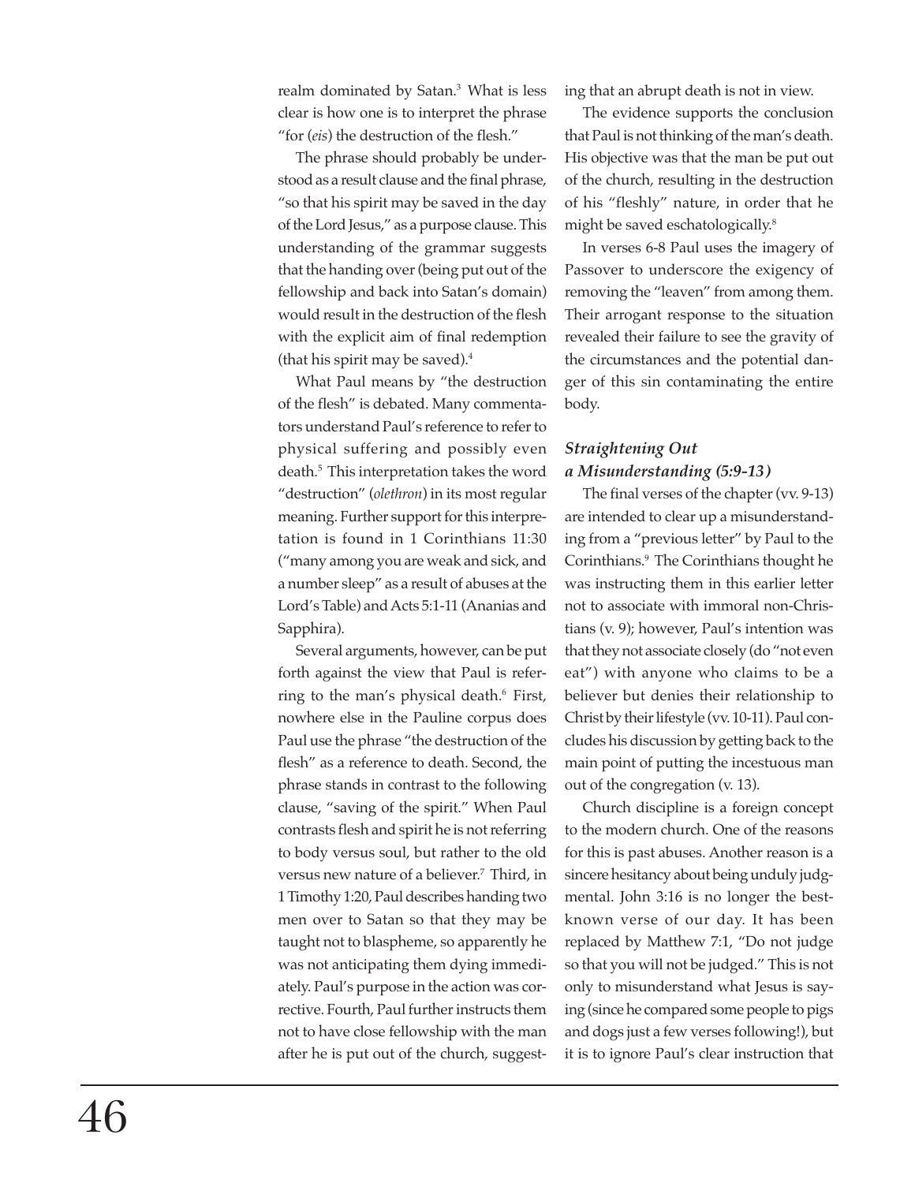realm dominated by Satan.[3] What is less clear is how one is to interpret the phrase "for (*eis*) the destruction of the flesh."

The phrase should probably be understood as a result clause and the final phrase, "so that his spirit may be saved in the day of the Lord Jesus," as a purpose clause. This understanding of the grammar suggests that the handing over (being put out of the fellowship and back into Satan's domain) would result in the destruction of the flesh with the explicit aim of final redemption (that his spirit may be saved).[4]

What Paul means by "the destruction of the flesh" is debated. Many commentators understand Paul's reference to refer to physical suffering and possibly even death.[5] This interpretation takes the word "destruction" (*olethron*) in its most regular meaning. Further support for this interpretation is found in 1 Corinthians 11:30 ("many among you are weak and sick, and a number sleep" as a result of abuses at the Lord's Table) and Acts 5:1-11 (Ananias and Sapphira).

Several arguments, however, can be put forth against the view that Paul is referring to the man's physical death.[6] First, nowhere else in the Pauline corpus does Paul use the phrase "the destruction of the flesh" as a reference to death. Second, the phrase stands in contrast to the following clause, "saving of the spirit." When Paul contrasts flesh and spirit he is not referring to body versus soul, but rather to the old versus new nature of a believer.[7] Third, in 1 Timothy 1:20, Paul describes handing two men over to Satan so that they may be taught not to blaspheme, so apparently he was not anticipating them dying immediately. Paul's purpose in the action was corrective. Fourth, Paul further instructs them not to have close fellowship with the man after he is put out of the church, suggesting that an abrupt death is not in view.

The evidence supports the conclusion that Paul is not thinking of the man's death. His objective was that the man be put out of the church, resulting in the destruction of his "fleshly" nature, in order that he might be saved eschatologically.[8]

In verses 6-8 Paul uses the imagery of Passover to underscore the exigency of removing the "leaven" from among them. Their arrogant response to the situation revealed their failure to see the gravity of the circumstances and the potential danger of this sin contaminating the entire body.

### *Straightening Out a Misunderstanding (5:9-13)*

The final verses of the chapter (vv. 9-13) are intended to clear up a misunderstanding from a "previous letter" by Paul to the Corinthians.[9] The Corinthians thought he was instructing them in this earlier letter not to associate with immoral non-Christians (v. 9); however, Paul's intention was that they not associate closely (do "not even eat") with anyone who claims to be a believer but denies their relationship to Christ by their lifestyle (vv. 10-11). Paul concludes his discussion by getting back to the main point of putting the incestuous man out of the congregation (v. 13).

Church discipline is a foreign concept to the modern church. One of the reasons for this is past abuses. Another reason is a sincere hesitancy about being unduly judgmental. John 3:16 is no longer the best-known verse of our day. It has been replaced by Matthew 7:1, "Do not judge so that you will not be judged." This is not only to misunderstand what Jesus is saying (since he compared some people to pigs and dogs just a few verses following!), but it is to ignore Paul's clear instruction that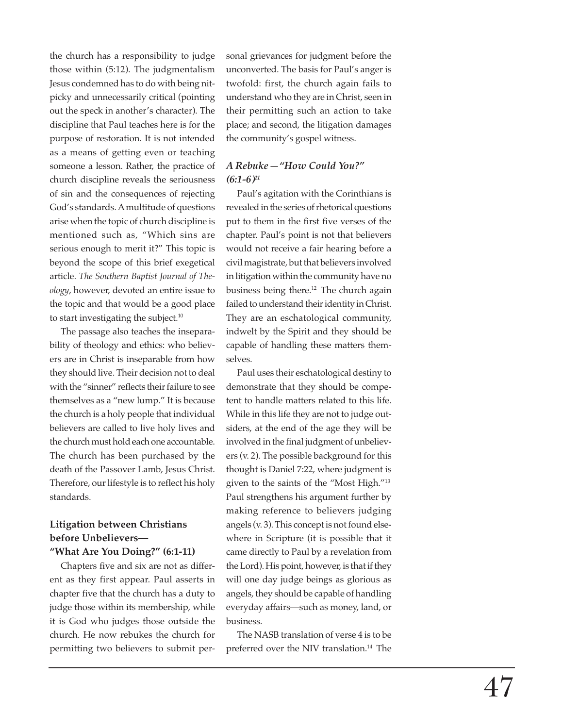the church has a responsibility to judge those within (5:12). The judgmentalism Jesus condemned has to do with being nitpicky and unnecessarily critical (pointing out the speck in another's character). The discipline that Paul teaches here is for the purpose of restoration. It is not intended as a means of getting even or teaching someone a lesson. Rather, the practice of church discipline reveals the seriousness of sin and the consequences of rejecting God's standards. A multitude of questions arise when the topic of church discipline is mentioned such as, "Which sins are serious enough to merit it?" This topic is beyond the scope of this brief exegetical article. *The Southern Baptist Journal of Theology*, however, devoted an entire issue to the topic and that would be a good place to start investigating the subject.[10]

The passage also teaches the inseparability of theology and ethics: who believers are in Christ is inseparable from how they should live. Their decision not to deal with the "sinner" reflects their failure to see themselves as a "new lump." It is because the church is a holy people that individual believers are called to live holy lives and the church must hold each one accountable. The church has been purchased by the death of the Passover Lamb, Jesus Christ. Therefore, our lifestyle is to reflect his holy standards.

## Litigation between Christians before Unbelievers—"What Are You Doing?" (6:1-11)

Chapters five and six are not as different as they first appear. Paul asserts in chapter five that the church has a duty to judge those within its membership, while it is God who judges those outside the church. He now rebukes the church for permitting two believers to submit personal grievances for judgment before the unconverted. The basis for Paul's anger is twofold: first, the church again fails to understand who they are in Christ, seen in their permitting such an action to take place; and second, the litigation damages the community's gospel witness.

### *A Rebuke—"How Could You?" (6:1-6)*[11]

Paul's agitation with the Corinthians is revealed in the series of rhetorical questions put to them in the first five verses of the chapter. Paul's point is not that believers would not receive a fair hearing before a civil magistrate, but that believers involved in litigation within the community have no business being there.[12] The church again failed to understand their identity in Christ. They are an eschatological community, indwelt by the Spirit and they should be capable of handling these matters themselves.

Paul uses their eschatological destiny to demonstrate that they should be competent to handle matters related to this life. While in this life they are not to judge outsiders, at the end of the age they will be involved in the final judgment of unbelievers (v. 2). The possible background for this thought is Daniel 7:22, where judgment is given to the saints of the "Most High."[13] Paul strengthens his argument further by making reference to believers judging angels (v. 3). This concept is not found elsewhere in Scripture (it is possible that it came directly to Paul by a revelation from the Lord). His point, however, is that if they will one day judge beings as glorious as angels, they should be capable of handling everyday affairs—such as money, land, or business.

The NASB translation of verse 4 is to be preferred over the NIV translation.[14] The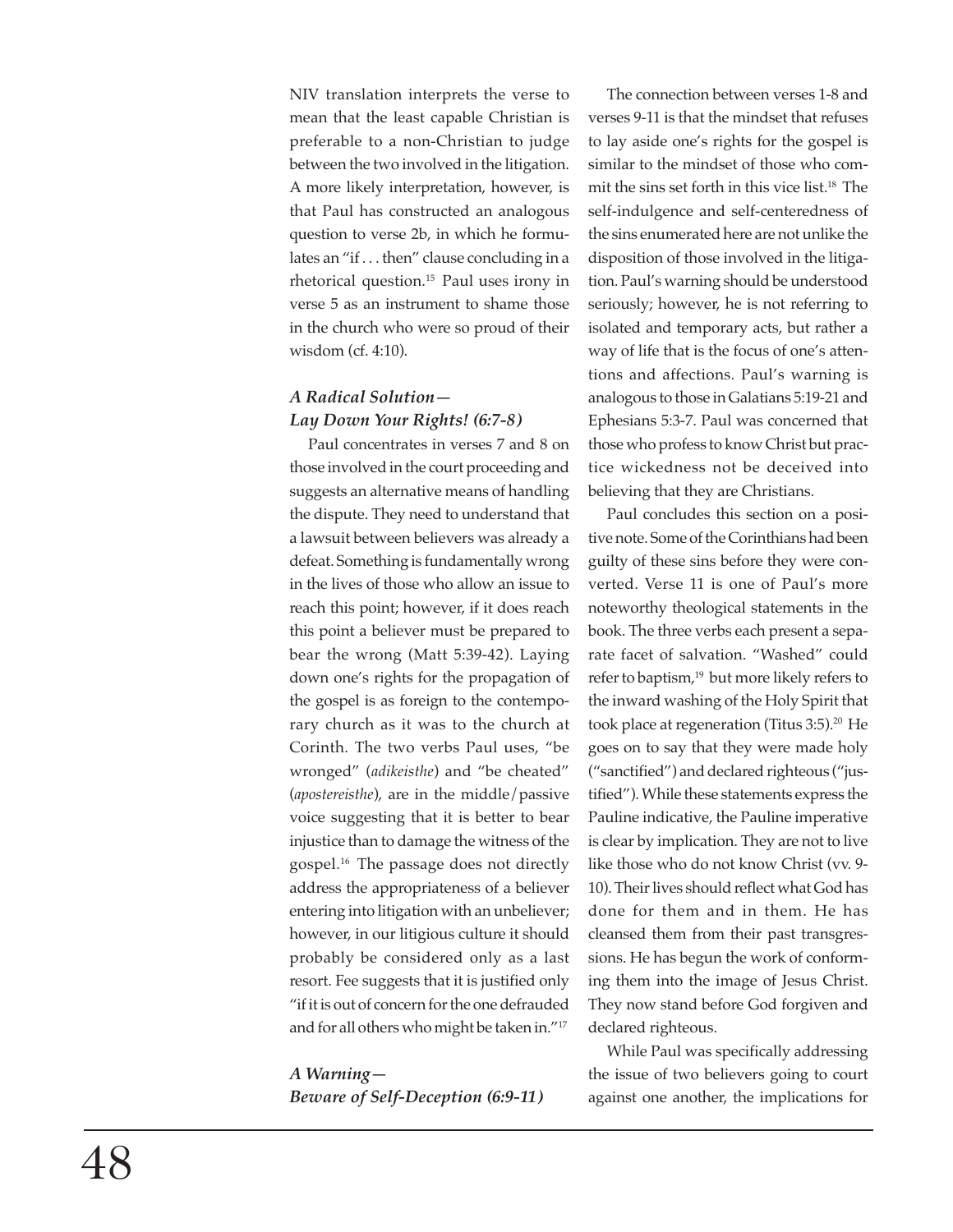NIV translation interprets the verse to mean that the least capable Christian is preferable to a non-Christian to judge between the two involved in the litigation. A more likely interpretation, however, is that Paul has constructed an analogous question to verse 2b, in which he formulates an "if . . . then" clause concluding in a rhetorical question.[15] Paul uses irony in verse 5 as an instrument to shame those in the church who were so proud of their wisdom (cf. 4:10).

### *A Radical Solution— Lay Down Your Rights! (6:7-8)*

Paul concentrates in verses 7 and 8 on those involved in the court proceeding and suggests an alternative means of handling the dispute. They need to understand that a lawsuit between believers was already a defeat. Something is fundamentally wrong in the lives of those who allow an issue to reach this point; however, if it does reach this point a believer must be prepared to bear the wrong (Matt 5:39-42). Laying down one's rights for the propagation of the gospel is as foreign to the contemporary church as it was to the church at Corinth. The two verbs Paul uses, "be wronged" (*adikeisthe*) and "be cheated" (*apostereisthe*), are in the middle/passive voice suggesting that it is better to bear injustice than to damage the witness of the gospel.[16] The passage does not directly address the appropriateness of a believer entering into litigation with an unbeliever; however, in our litigious culture it should probably be considered only as a last resort. Fee suggests that it is justified only "if it is out of concern for the one defrauded and for all others who might be taken in."[17]

### *A Warning— Beware of Self-Deception (6:9-11)*

The connection between verses 1-8 and verses 9-11 is that the mindset that refuses to lay aside one's rights for the gospel is similar to the mindset of those who commit the sins set forth in this vice list.[18] The self-indulgence and self-centeredness of the sins enumerated here are not unlike the disposition of those involved in the litigation. Paul's warning should be understood seriously; however, he is not referring to isolated and temporary acts, but rather a way of life that is the focus of one's attentions and affections. Paul's warning is analogous to those in Galatians 5:19-21 and Ephesians 5:3-7. Paul was concerned that those who profess to know Christ but practice wickedness not be deceived into believing that they are Christians.

Paul concludes this section on a positive note. Some of the Corinthians had been guilty of these sins before they were converted. Verse 11 is one of Paul's more noteworthy theological statements in the book. The three verbs each present a separate facet of salvation. "Washed" could refer to baptism,[19] but more likely refers to the inward washing of the Holy Spirit that took place at regeneration (Titus 3:5).[20] He goes on to say that they were made holy ("sanctified") and declared righteous ("justified"). While these statements express the Pauline indicative, the Pauline imperative is clear by implication. They are not to live like those who do not know Christ (vv. 9-10). Their lives should reflect what God has done for them and in them. He has cleansed them from their past transgressions. He has begun the work of conforming them into the image of Jesus Christ. They now stand before God forgiven and declared righteous.

While Paul was specifically addressing the issue of two believers going to court against one another, the implications for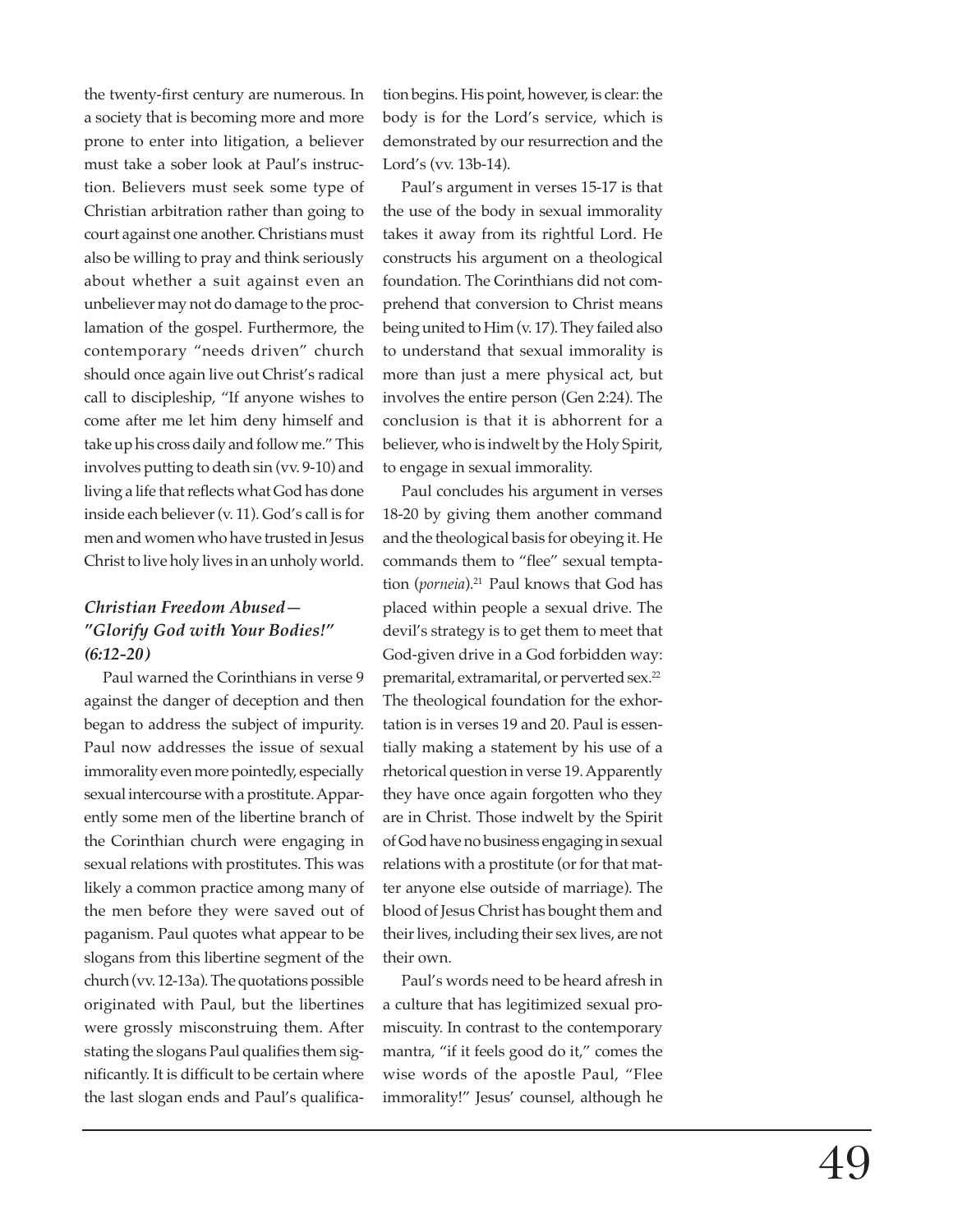the twenty-first century are numerous. In a society that is becoming more and more prone to enter into litigation, a believer must take a sober look at Paul's instruction. Believers must seek some type of Christian arbitration rather than going to court against one another. Christians must also be willing to pray and think seriously about whether a suit against even an unbeliever may not do damage to the proclamation of the gospel. Furthermore, the contemporary "needs driven" church should once again live out Christ's radical call to discipleship, "If anyone wishes to come after me let him deny himself and take up his cross daily and follow me." This involves putting to death sin (vv. 9-10) and living a life that reflects what God has done inside each believer (v. 11). God's call is for men and women who have trusted in Jesus Christ to live holy lives in an unholy world.

### *Christian Freedom Abused—"Glorify God with Your Bodies!" (6:12-20)*

Paul warned the Corinthians in verse 9 against the danger of deception and then began to address the subject of impurity. Paul now addresses the issue of sexual immorality even more pointedly, especially sexual intercourse with a prostitute. Apparently some men of the libertine branch of the Corinthian church were engaging in sexual relations with prostitutes. This was likely a common practice among many of the men before they were saved out of paganism. Paul quotes what appear to be slogans from this libertine segment of the church (vv. 12-13a). The quotations possible originated with Paul, but the libertines were grossly misconstruing them. After stating the slogans Paul qualifies them significantly. It is difficult to be certain where the last slogan ends and Paul's qualification begins. His point, however, is clear: the body is for the Lord's service, which is demonstrated by our resurrection and the Lord's (vv. 13b-14).

Paul's argument in verses 15-17 is that the use of the body in sexual immorality takes it away from its rightful Lord. He constructs his argument on a theological foundation. The Corinthians did not comprehend that conversion to Christ means being united to Him (v. 17). They failed also to understand that sexual immorality is more than just a mere physical act, but involves the entire person (Gen 2:24). The conclusion is that it is abhorrent for a believer, who is indwelt by the Holy Spirit, to engage in sexual immorality.

Paul concludes his argument in verses 18-20 by giving them another command and the theological basis for obeying it. He commands them to "flee" sexual temptation (*porneia*).[21] Paul knows that God has placed within people a sexual drive. The devil's strategy is to get them to meet that God-given drive in a God forbidden way: premarital, extramarital, or perverted sex.[22] The theological foundation for the exhortation is in verses 19 and 20. Paul is essentially making a statement by his use of a rhetorical question in verse 19. Apparently they have once again forgotten who they are in Christ. Those indwelt by the Spirit of God have no business engaging in sexual relations with a prostitute (or for that matter anyone else outside of marriage). The blood of Jesus Christ has bought them and their lives, including their sex lives, are not their own.

Paul's words need to be heard afresh in a culture that has legitimized sexual promiscuity. In contrast to the contemporary mantra, "if it feels good do it," comes the wise words of the apostle Paul, "Flee immorality!" Jesus' counsel, although he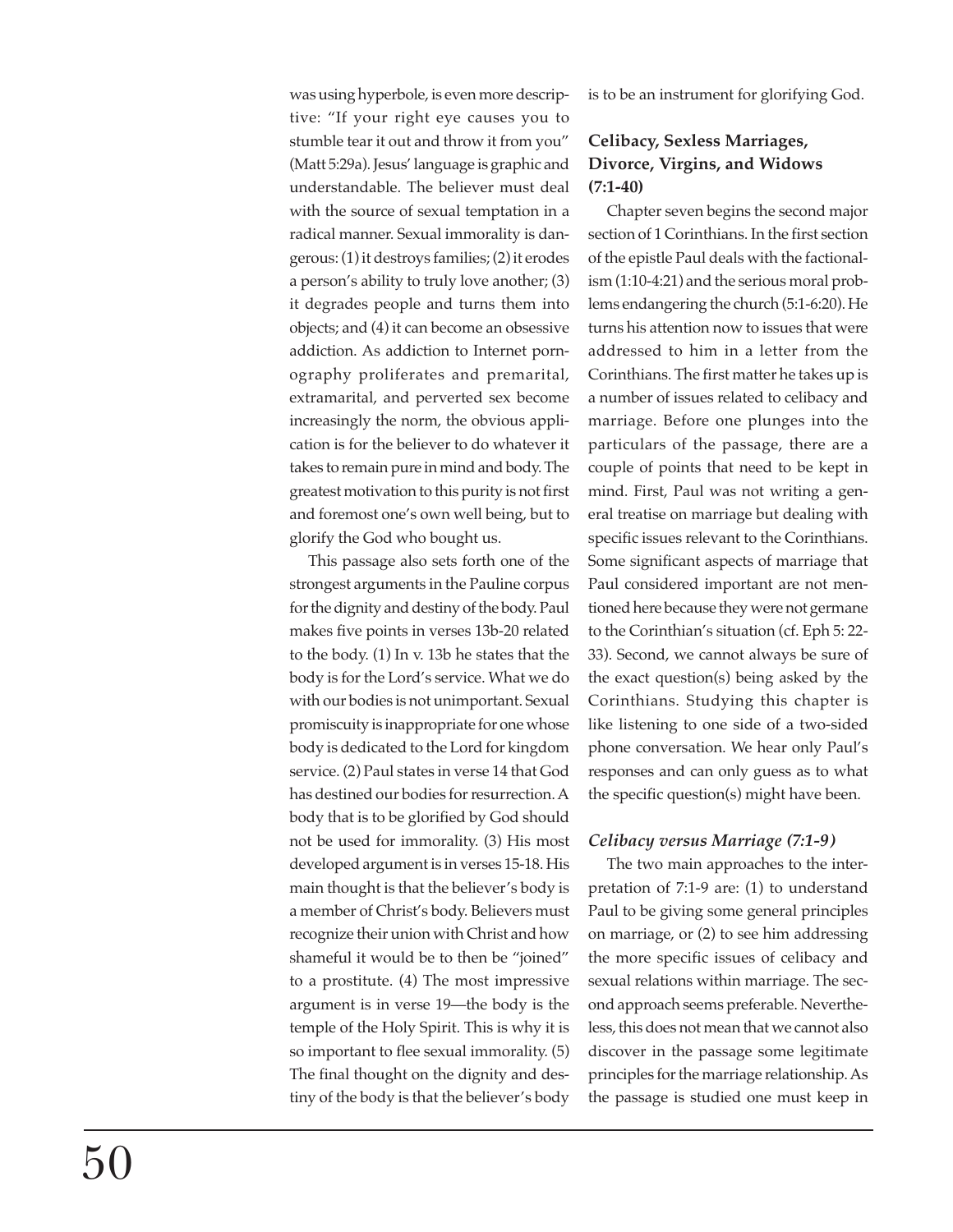was using hyperbole, is even more descriptive: "If your right eye causes you to stumble tear it out and throw it from you" (Matt 5:29a). Jesus' language is graphic and understandable. The believer must deal with the source of sexual temptation in a radical manner. Sexual immorality is dangerous: (1) it destroys families; (2) it erodes a person's ability to truly love another; (3) it degrades people and turns them into objects; and (4) it can become an obsessive addiction. As addiction to Internet pornography proliferates and premarital, extramarital, and perverted sex become increasingly the norm, the obvious application is for the believer to do whatever it takes to remain pure in mind and body. The greatest motivation to this purity is not first and foremost one's own well being, but to glorify the God who bought us.

This passage also sets forth one of the strongest arguments in the Pauline corpus for the dignity and destiny of the body. Paul makes five points in verses 13b-20 related to the body. (1) In v. 13b he states that the body is for the Lord's service. What we do with our bodies is not unimportant. Sexual promiscuity is inappropriate for one whose body is dedicated to the Lord for kingdom service. (2) Paul states in verse 14 that God has destined our bodies for resurrection. A body that is to be glorified by God should not be used for immorality. (3) His most developed argument is in verses 15-18. His main thought is that the believer's body is a member of Christ's body. Believers must recognize their union with Christ and how shameful it would be to then be "joined" to a prostitute. (4) The most impressive argument is in verse 19—the body is the temple of the Holy Spirit. This is why it is so important to flee sexual immorality. (5) The final thought on the dignity and destiny of the body is that the believer's body is to be an instrument for glorifying God.

### Celibacy, Sexless Marriages, Divorce, Virgins, and Widows (7:1-40)

Chapter seven begins the second major section of 1 Corinthians. In the first section of the epistle Paul deals with the factionalism (1:10-4:21) and the serious moral problems endangering the church (5:1-6:20). He turns his attention now to issues that were addressed to him in a letter from the Corinthians. The first matter he takes up is a number of issues related to celibacy and marriage. Before one plunges into the particulars of the passage, there are a couple of points that need to be kept in mind. First, Paul was not writing a general treatise on marriage but dealing with specific issues relevant to the Corinthians. Some significant aspects of marriage that Paul considered important are not mentioned here because they were not germane to the Corinthian's situation (cf. Eph 5: 22-33). Second, we cannot always be sure of the exact question(s) being asked by the Corinthians. Studying this chapter is like listening to one side of a two-sided phone conversation. We hear only Paul's responses and can only guess as to what the specific question(s) might have been.

#### *Celibacy versus Marriage (7:1-9)*

The two main approaches to the interpretation of 7:1-9 are: (1) to understand Paul to be giving some general principles on marriage, or (2) to see him addressing the more specific issues of celibacy and sexual relations within marriage. The second approach seems preferable. Nevertheless, this does not mean that we cannot also discover in the passage some legitimate principles for the marriage relationship. As the passage is studied one must keep in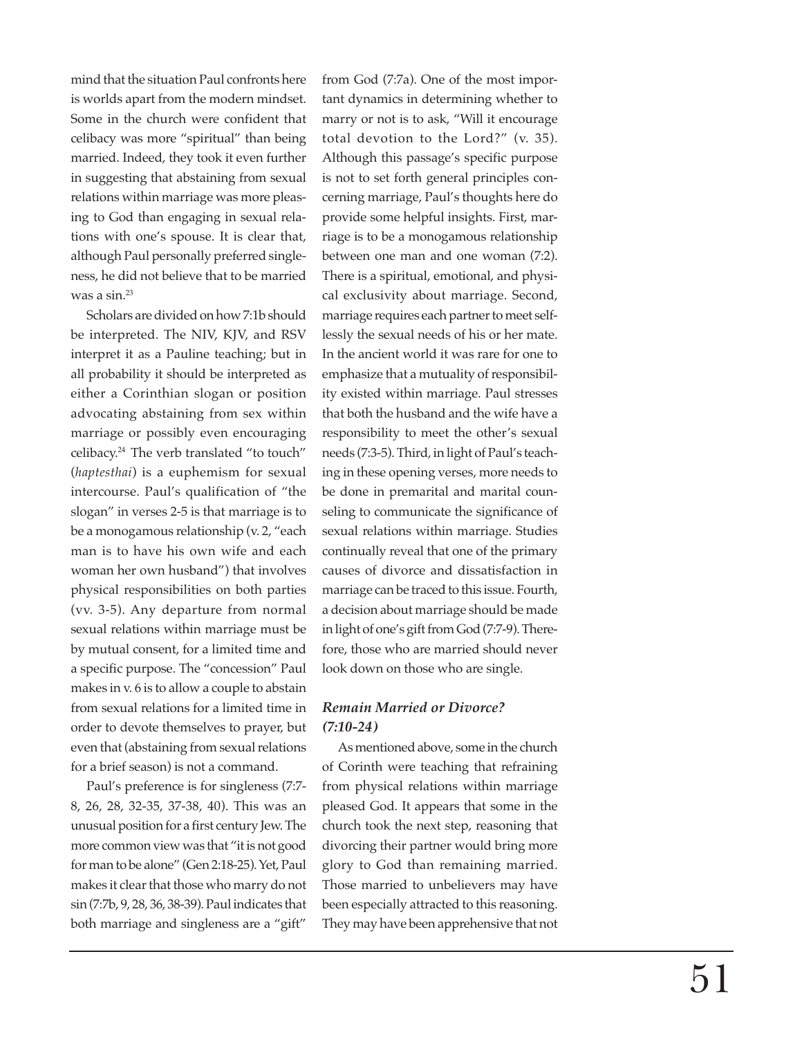mind that the situation Paul confronts here is worlds apart from the modern mindset. Some in the church were confident that celibacy was more "spiritual" than being married. Indeed, they took it even further in suggesting that abstaining from sexual relations within marriage was more pleasing to God than engaging in sexual relations with one's spouse. It is clear that, although Paul personally preferred singleness, he did not believe that to be married was a sin.[23]

Scholars are divided on how 7:1b should be interpreted. The NIV, KJV, and RSV interpret it as a Pauline teaching; but in all probability it should be interpreted as either a Corinthian slogan or position advocating abstaining from sex within marriage or possibly even encouraging celibacy.[24] The verb translated "to touch" (*haptesthai*) is a euphemism for sexual intercourse. Paul's qualification of "the slogan" in verses 2-5 is that marriage is to be a monogamous relationship (v. 2, "each man is to have his own wife and each woman her own husband") that involves physical responsibilities on both parties (vv. 3-5). Any departure from normal sexual relations within marriage must be by mutual consent, for a limited time and a specific purpose. The "concession" Paul makes in v. 6 is to allow a couple to abstain from sexual relations for a limited time in order to devote themselves to prayer, but even that (abstaining from sexual relations for a brief season) is not a command.

Paul's preference is for singleness (7:7-8, 26, 28, 32-35, 37-38, 40). This was an unusual position for a first century Jew. The more common view was that "it is not good for man to be alone" (Gen 2:18-25). Yet, Paul makes it clear that those who marry do not sin (7:7b, 9, 28, 36, 38-39). Paul indicates that both marriage and singleness are a "gift" from God (7:7a). One of the most important dynamics in determining whether to marry or not is to ask, "Will it encourage total devotion to the Lord?" (v. 35). Although this passage's specific purpose is not to set forth general principles concerning marriage, Paul's thoughts here do provide some helpful insights. First, marriage is to be a monogamous relationship between one man and one woman (7:2). There is a spiritual, emotional, and physical exclusivity about marriage. Second, marriage requires each partner to meet selflessly the sexual needs of his or her mate. In the ancient world it was rare for one to emphasize that a mutuality of responsibility existed within marriage. Paul stresses that both the husband and the wife have a responsibility to meet the other's sexual needs (7:3-5). Third, in light of Paul's teaching in these opening verses, more needs to be done in premarital and marital counseling to communicate the significance of sexual relations within marriage. Studies continually reveal that one of the primary causes of divorce and dissatisfaction in marriage can be traced to this issue. Fourth, a decision about marriage should be made in light of one's gift from God (7:7-9). Therefore, those who are married should never look down on those who are single.

### *Remain Married or Divorce? (7:10-24)*

As mentioned above, some in the church of Corinth were teaching that refraining from physical relations within marriage pleased God. It appears that some in the church took the next step, reasoning that divorcing their partner would bring more glory to God than remaining married. Those married to unbelievers may have been especially attracted to this reasoning. They may have been apprehensive that not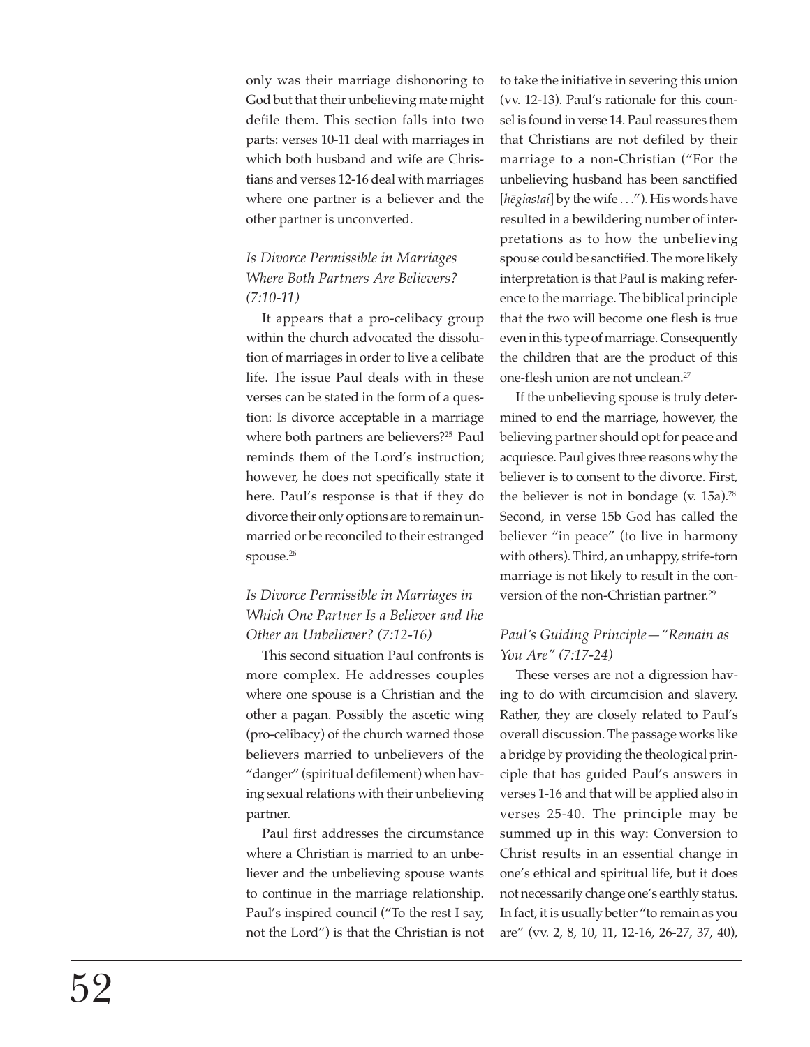only was their marriage dishonoring to God but that their unbelieving mate might defile them. This section falls into two parts: verses 10-11 deal with marriages in which both husband and wife are Christians and verses 12-16 deal with marriages where one partner is a believer and the other partner is unconverted.

### *Is Divorce Permissible in Marriages Where Both Partners Are Believers? (7:10-11)*

It appears that a pro-celibacy group within the church advocated the dissolution of marriages in order to live a celibate life. The issue Paul deals with in these verses can be stated in the form of a question: Is divorce acceptable in a marriage where both partners are believers?[25] Paul reminds them of the Lord's instruction; however, he does not specifically state it here. Paul's response is that if they do divorce their only options are to remain unmarried or be reconciled to their estranged spouse.[26]

### *Is Divorce Permissible in Marriages in Which One Partner Is a Believer and the Other an Unbeliever? (7:12-16)*

This second situation Paul confronts is more complex. He addresses couples where one spouse is a Christian and the other a pagan. Possibly the ascetic wing (pro-celibacy) of the church warned those believers married to unbelievers of the "danger" (spiritual defilement) when having sexual relations with their unbelieving partner.

Paul first addresses the circumstance where a Christian is married to an unbeliever and the unbelieving spouse wants to continue in the marriage relationship. Paul's inspired council ("To the rest I say, not the Lord") is that the Christian is not to take the initiative in severing this union (vv. 12-13). Paul's rationale for this counsel is found in verse 14. Paul reassures them that Christians are not defiled by their marriage to a non-Christian ("For the unbelieving husband has been sanctified [*hēgiastai*] by the wife . . ."). His words have resulted in a bewildering number of interpretations as to how the unbelieving spouse could be sanctified. The more likely interpretation is that Paul is making reference to the marriage. The biblical principle that the two will become one flesh is true even in this type of marriage. Consequently the children that are the product of this one-flesh union are not unclean.[27]

If the unbelieving spouse is truly determined to end the marriage, however, the believing partner should opt for peace and acquiesce. Paul gives three reasons why the believer is to consent to the divorce. First, the believer is not in bondage (v. 15a).[28] Second, in verse 15b God has called the believer "in peace" (to live in harmony with others). Third, an unhappy, strife-torn marriage is not likely to result in the conversion of the non-Christian partner.[29]

### *Paul's Guiding Principle—"Remain as You Are" (7:17-24)*

These verses are not a digression having to do with circumcision and slavery. Rather, they are closely related to Paul's overall discussion. The passage works like a bridge by providing the theological principle that has guided Paul's answers in verses 1-16 and that will be applied also in verses 25-40. The principle may be summed up in this way: Conversion to Christ results in an essential change in one's ethical and spiritual life, but it does not necessarily change one's earthly status. In fact, it is usually better "to remain as you are" (vv. 2, 8, 10, 11, 12-16, 26-27, 37, 40),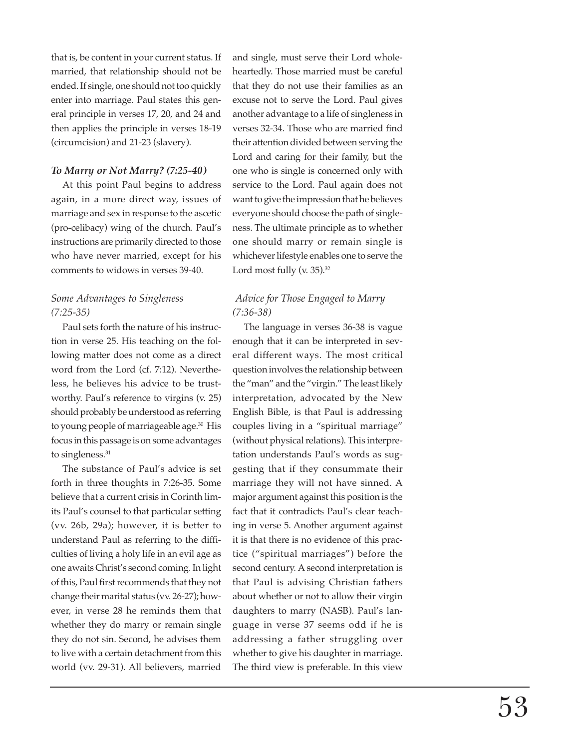that is, be content in your current status. If married, that relationship should not be ended. If single, one should not too quickly enter into marriage. Paul states this general principle in verses 17, 20, and 24 and then applies the principle in verses 18-19 (circumcision) and 21-23 (slavery).

### *To Marry or Not Marry? (7:25-40)*

At this point Paul begins to address again, in a more direct way, issues of marriage and sex in response to the ascetic (pro-celibacy) wing of the church. Paul's instructions are primarily directed to those who have never married, except for his comments to widows in verses 39-40.

#### *Some Advantages to Singleness (7:25-35)*

Paul sets forth the nature of his instruction in verse 25. His teaching on the following matter does not come as a direct word from the Lord (cf. 7:12). Nevertheless, he believes his advice to be trustworthy. Paul's reference to virgins (v. 25) should probably be understood as referring to young people of marriageable age.[30] His focus in this passage is on some advantages to singleness.[31]

The substance of Paul's advice is set forth in three thoughts in 7:26-35. Some believe that a current crisis in Corinth limits Paul's counsel to that particular setting (vv. 26b, 29a); however, it is better to understand Paul as referring to the difficulties of living a holy life in an evil age as one awaits Christ's second coming. In light of this, Paul first recommends that they not change their marital status (vv. 26-27); however, in verse 28 he reminds them that whether they do marry or remain single they do not sin. Second, he advises them to live with a certain detachment from this world (vv. 29-31). All believers, married and single, must serve their Lord wholeheartedly. Those married must be careful that they do not use their families as an excuse not to serve the Lord. Paul gives another advantage to a life of singleness in verses 32-34. Those who are married find their attention divided between serving the Lord and caring for their family, but the one who is single is concerned only with service to the Lord. Paul again does not want to give the impression that he believes everyone should choose the path of singleness. The ultimate principle as to whether one should marry or remain single is whichever lifestyle enables one to serve the Lord most fully (v. 35).[32]

#### *Advice for Those Engaged to Marry (7:36-38)*

The language in verses 36-38 is vague enough that it can be interpreted in several different ways. The most critical question involves the relationship between the "man" and the "virgin." The least likely interpretation, advocated by the New English Bible, is that Paul is addressing couples living in a "spiritual marriage" (without physical relations). This interpretation understands Paul's words as suggesting that if they consummate their marriage they will not have sinned. A major argument against this position is the fact that it contradicts Paul's clear teaching in verse 5. Another argument against it is that there is no evidence of this practice ("spiritual marriages") before the second century. A second interpretation is that Paul is advising Christian fathers about whether or not to allow their virgin daughters to marry (NASB). Paul's language in verse 37 seems odd if he is addressing a father struggling over whether to give his daughter in marriage. The third view is preferable. In this view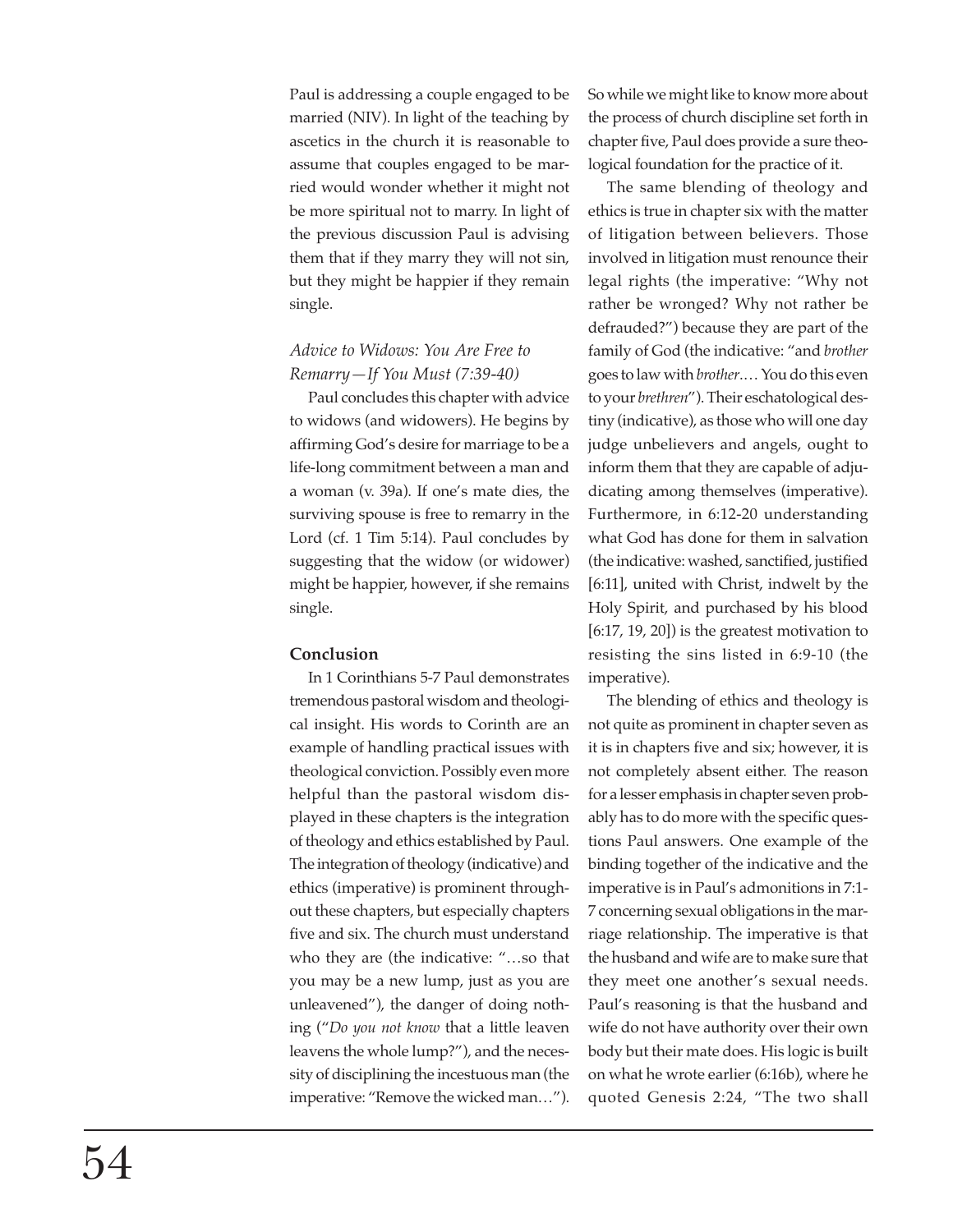Paul is addressing a couple engaged to be married (NIV). In light of the teaching by ascetics in the church it is reasonable to assume that couples engaged to be married would wonder whether it might not be more spiritual not to marry. In light of the previous discussion Paul is advising them that if they marry they will not sin, but they might be happier if they remain single.

### *Advice to Widows: You Are Free to Remarry—If You Must (7:39-40)*

Paul concludes this chapter with advice to widows (and widowers). He begins by affirming God's desire for marriage to be a life-long commitment between a man and a woman (v. 39a). If one's mate dies, the surviving spouse is free to remarry in the Lord (cf. 1 Tim 5:14). Paul concludes by suggesting that the widow (or widower) might be happier, however, if she remains single.

### **Conclusion**

In 1 Corinthians 5-7 Paul demonstrates tremendous pastoral wisdom and theological insight. His words to Corinth are an example of handling practical issues with theological conviction. Possibly even more helpful than the pastoral wisdom displayed in these chapters is the integration of theology and ethics established by Paul. The integration of theology (indicative) and ethics (imperative) is prominent throughout these chapters, but especially chapters five and six. The church must understand who they are (the indicative: "…so that you may be a new lump, just as you are unleavened"), the danger of doing nothing ("*Do you not know* that a little leaven leavens the whole lump?"), and the necessity of disciplining the incestuous man (the imperative: "Remove the wicked man…"). So while we might like to know more about the process of church discipline set forth in chapter five, Paul does provide a sure theological foundation for the practice of it.

The same blending of theology and ethics is true in chapter six with the matter of litigation between believers. Those involved in litigation must renounce their legal rights (the imperative: "Why not rather be wronged? Why not rather be defrauded?") because they are part of the family of God (the indicative: "and *brother* goes to law with *brother*.… You do this even to your *brethren*"). Their eschatological destiny (indicative), as those who will one day judge unbelievers and angels, ought to inform them that they are capable of adjudicating among themselves (imperative). Furthermore, in 6:12-20 understanding what God has done for them in salvation (the indicative: washed, sanctified, justified [6:11], united with Christ, indwelt by the Holy Spirit, and purchased by his blood [6:17, 19, 20]) is the greatest motivation to resisting the sins listed in 6:9-10 (the imperative).

The blending of ethics and theology is not quite as prominent in chapter seven as it is in chapters five and six; however, it is not completely absent either. The reason for a lesser emphasis in chapter seven probably has to do more with the specific questions Paul answers. One example of the binding together of the indicative and the imperative is in Paul's admonitions in 7:1-7 concerning sexual obligations in the marriage relationship. The imperative is that the husband and wife are to make sure that they meet one another's sexual needs. Paul's reasoning is that the husband and wife do not have authority over their own body but their mate does. His logic is built on what he wrote earlier (6:16b), where he quoted Genesis 2:24, "The two shall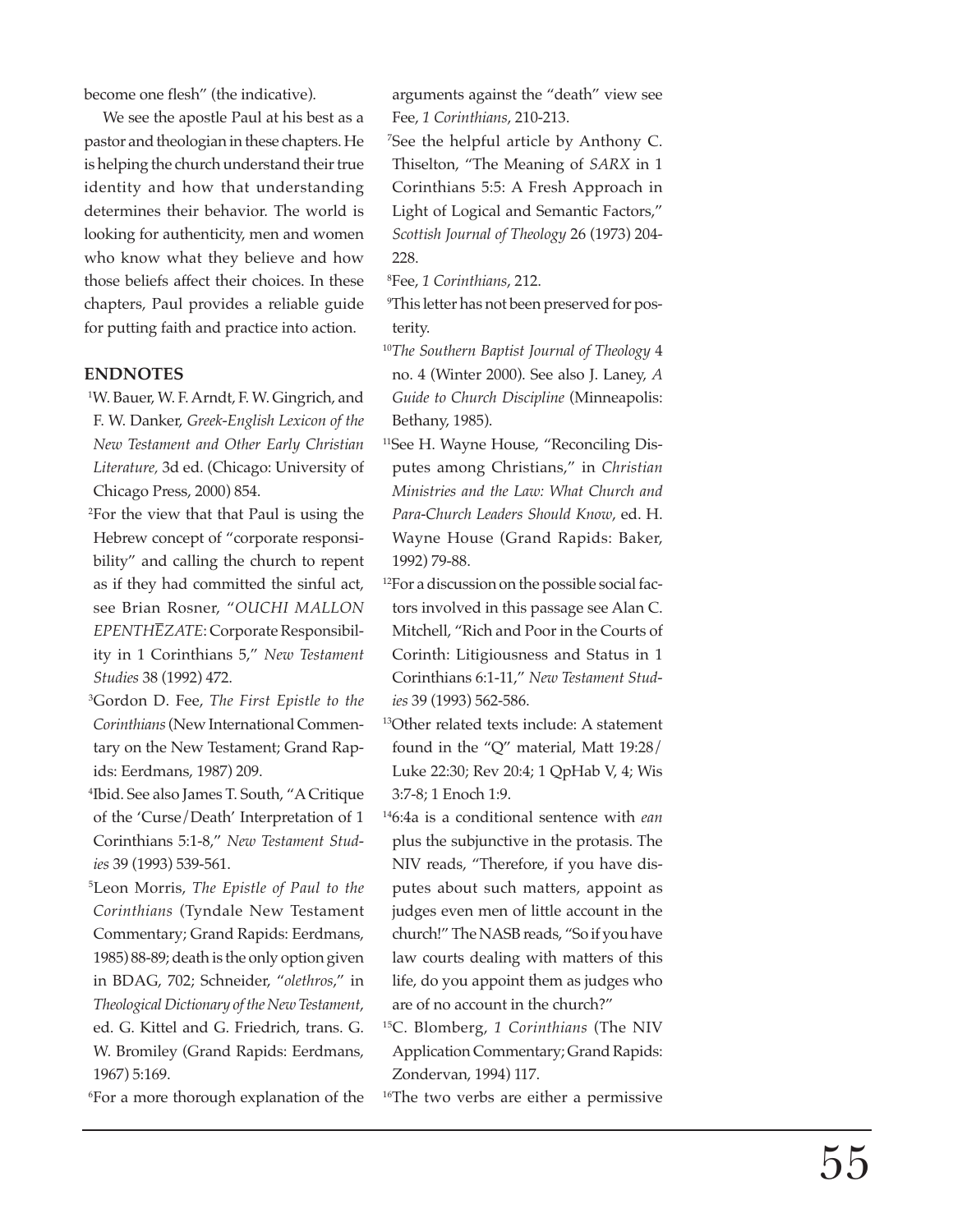become one flesh" (the indicative).

We see the apostle Paul at his best as a pastor and theologian in these chapters. He is helping the church understand their true identity and how that understanding determines their behavior. The world is looking for authenticity, men and women who know what they believe and how those beliefs affect their choices. In these chapters, Paul provides a reliable guide for putting faith and practice into action.

## ENDNOTES

[1]W. Bauer, W. F. Arndt, F. W. Gingrich, and F. W. Danker, *Greek-English Lexicon of the New Testament and Other Early Christian Literature,* 3d ed. (Chicago: University of Chicago Press, 2000) 854.

[2]For the view that that Paul is using the Hebrew concept of "corporate responsibility" and calling the church to repent as if they had committed the sinful act, see Brian Rosner, "*OUCHI MALLON EPENTHĒZATE*: Corporate Responsibility in 1 Corinthians 5," *New Testament Studies* 38 (1992) 472.

[3]Gordon D. Fee, *The First Epistle to the Corinthians* (New International Commentary on the New Testament; Grand Rapids: Eerdmans, 1987) 209.

[4]Ibid. See also James T. South, "A Critique of the 'Curse/Death' Interpretation of 1 Corinthians 5:1-8," *New Testament Studies* 39 (1993) 539-561.

[5]Leon Morris, *The Epistle of Paul to the Corinthians* (Tyndale New Testament Commentary; Grand Rapids: Eerdmans, 1985) 88-89; death is the only option given in BDAG, 702; Schneider, "*olethros*," in *Theological Dictionary of the New Testament*, ed. G. Kittel and G. Friedrich, trans. G. W. Bromiley (Grand Rapids: Eerdmans, 1967) 5:169.

[6]For a more thorough explanation of the arguments against the "death" view see Fee, *1 Corinthians*, 210-213.

[7]See the helpful article by Anthony C. Thiselton, "The Meaning of *SARX* in 1 Corinthians 5:5: A Fresh Approach in Light of Logical and Semantic Factors," *Scottish Journal of Theology* 26 (1973) 204-228.

[8]Fee, *1 Corinthians*, 212.

[9]This letter has not been preserved for posterity.

[10]*The Southern Baptist Journal of Theology* 4 no. 4 (Winter 2000). See also J. Laney, *A Guide to Church Discipline* (Minneapolis: Bethany, 1985).

[11]See H. Wayne House, "Reconciling Disputes among Christians," in *Christian Ministries and the Law: What Church and Para-Church Leaders Should Know*, ed. H. Wayne House (Grand Rapids: Baker, 1992) 79-88.

[12]For a discussion on the possible social factors involved in this passage see Alan C. Mitchell, "Rich and Poor in the Courts of Corinth: Litigiousness and Status in 1 Corinthians 6:1-11," *New Testament Studies* 39 (1993) 562-586.

[13]Other related texts include: A statement found in the "Q" material, Matt 19:28/ Luke 22:30; Rev 20:4; 1 QpHab V, 4; Wis 3:7-8; 1 Enoch 1:9.

[14]6:4a is a conditional sentence with *ean* plus the subjunctive in the protasis. The NIV reads, "Therefore, if you have disputes about such matters, appoint as judges even men of little account in the church!" The NASB reads, "So if you have law courts dealing with matters of this life, do you appoint them as judges who are of no account in the church?"

[15]C. Blomberg, *1 Corinthians* (The NIV Application Commentary; Grand Rapids: Zondervan, 1994) 117.

[16]The two verbs are either a permissive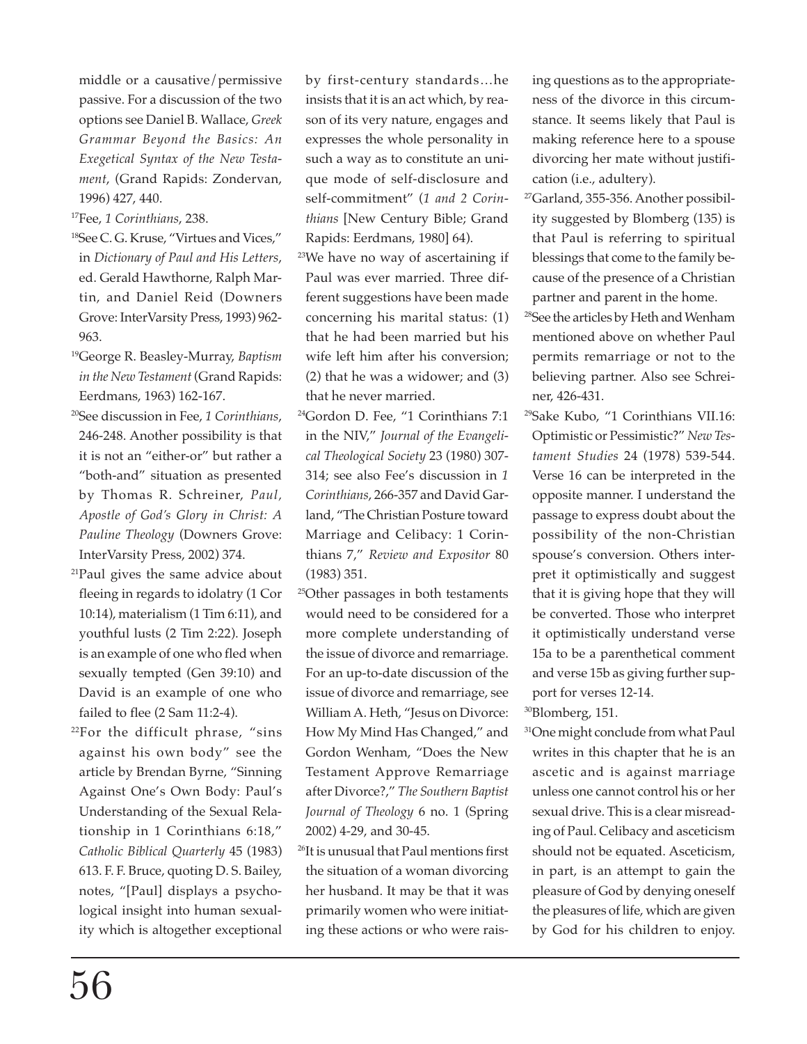middle or a causative/permissive passive. For a discussion of the two options see Daniel B. Wallace, *Greek Grammar Beyond the Basics: An Exegetical Syntax of the New Testament*, (Grand Rapids: Zondervan, 1996) 427, 440.

[17]Fee, *1 Corinthians*, 238.

[18]See C. G. Kruse, "Virtues and Vices," in *Dictionary of Paul and His Letters*, ed. Gerald Hawthorne, Ralph Martin, and Daniel Reid (Downers Grove: InterVarsity Press, 1993) 962-963.

[19]George R. Beasley-Murray, *Baptism in the New Testament* (Grand Rapids: Eerdmans, 1963) 162-167.

[20]See discussion in Fee, *1 Corinthians*, 246-248. Another possibility is that it is not an "either-or" but rather a "both-and" situation as presented by Thomas R. Schreiner, *Paul, Apostle of God's Glory in Christ: A Pauline Theology* (Downers Grove: InterVarsity Press, 2002) 374.

[21]Paul gives the same advice about fleeing in regards to idolatry (1 Cor 10:14), materialism (1 Tim 6:11), and youthful lusts (2 Tim 2:22). Joseph is an example of one who fled when sexually tempted (Gen 39:10) and David is an example of one who failed to flee (2 Sam 11:2-4).

[22]For the difficult phrase, "sins against his own body" see the article by Brendan Byrne, "Sinning Against One's Own Body: Paul's Understanding of the Sexual Relationship in 1 Corinthians 6:18," *Catholic Biblical Quarterly* 45 (1983) 613. F. F. Bruce, quoting D. S. Bailey, notes, "[Paul] displays a psychological insight into human sexuality which is altogether exceptional by first-century standards…he insists that it is an act which, by reason of its very nature, engages and expresses the whole personality in such a way as to constitute an unique mode of self-disclosure and self-commitment" (*1 and 2 Corinthians* [New Century Bible; Grand Rapids: Eerdmans, 1980] 64).

[23]We have no way of ascertaining if Paul was ever married. Three different suggestions have been made concerning his marital status: (1) that he had been married but his wife left him after his conversion; (2) that he was a widower; and (3) that he never married.

[24]Gordon D. Fee, "1 Corinthians 7:1 in the NIV," *Journal of the Evangelical Theological Society* 23 (1980) 307-314; see also Fee's discussion in *1 Corinthians*, 266-357 and David Garland, "The Christian Posture toward Marriage and Celibacy: 1 Corinthians 7," *Review and Expositor* 80 (1983) 351.

[25]Other passages in both testaments would need to be considered for a more complete understanding of the issue of divorce and remarriage. For an up-to-date discussion of the issue of divorce and remarriage, see William A. Heth, "Jesus on Divorce: How My Mind Has Changed," and Gordon Wenham, "Does the New Testament Approve Remarriage after Divorce?," *The Southern Baptist Journal of Theology* 6 no. 1 (Spring 2002) 4-29, and 30-45.

[26]It is unusual that Paul mentions first the situation of a woman divorcing her husband. It may be that it was primarily women who were initiating these actions or who were raising questions as to the appropriateness of the divorce in this circumstance. It seems likely that Paul is making reference here to a spouse divorcing her mate without justification (i.e., adultery).

[27]Garland, 355-356. Another possibility suggested by Blomberg (135) is that Paul is referring to spiritual blessings that come to the family because of the presence of a Christian partner and parent in the home.

[28]See the articles by Heth and Wenham mentioned above on whether Paul permits remarriage or not to the believing partner. Also see Schreiner, 426-431.

[29]Sake Kubo, "1 Corinthians VII.16: Optimistic or Pessimistic?" *New Testament Studies* 24 (1978) 539-544. Verse 16 can be interpreted in the opposite manner. I understand the passage to express doubt about the possibility of the non-Christian spouse's conversion. Others interpret it optimistically and suggest that it is giving hope that they will be converted. Those who interpret it optimistically understand verse 15a to be a parenthetical comment and verse 15b as giving further support for verses 12-14.

[30]Blomberg, 151.

[31]One might conclude from what Paul writes in this chapter that he is an ascetic and is against marriage unless one cannot control his or her sexual drive. This is a clear misreading of Paul. Celibacy and asceticism should not be equated. Asceticism, in part, is an attempt to gain the pleasure of God by denying oneself the pleasures of life, which are given by God for his children to enjoy.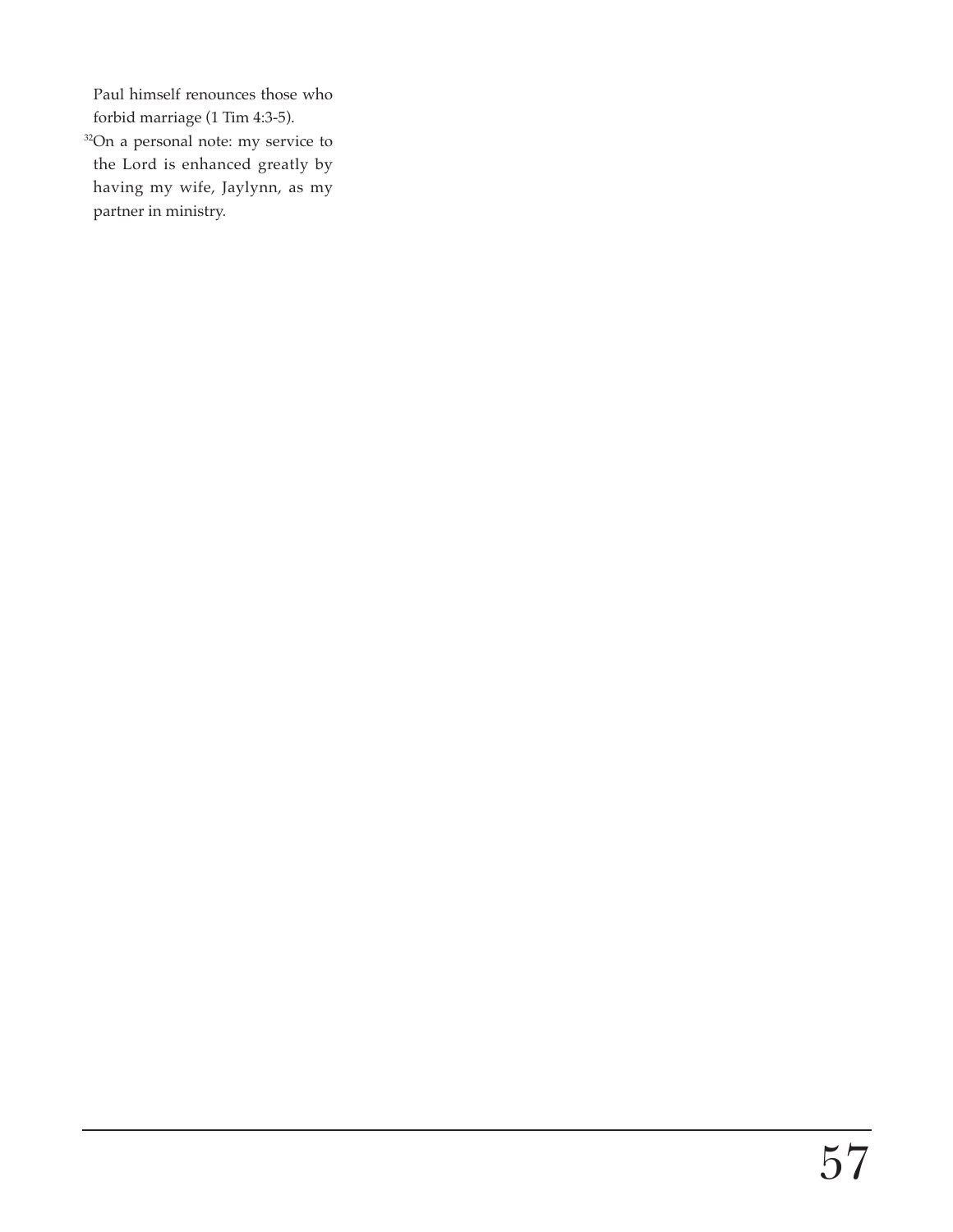Paul himself renounces those who forbid marriage (1 Tim 4:3-5).

[32]On a personal note: my service to the Lord is enhanced greatly by having my wife, Jaylynn, as my partner in ministry.